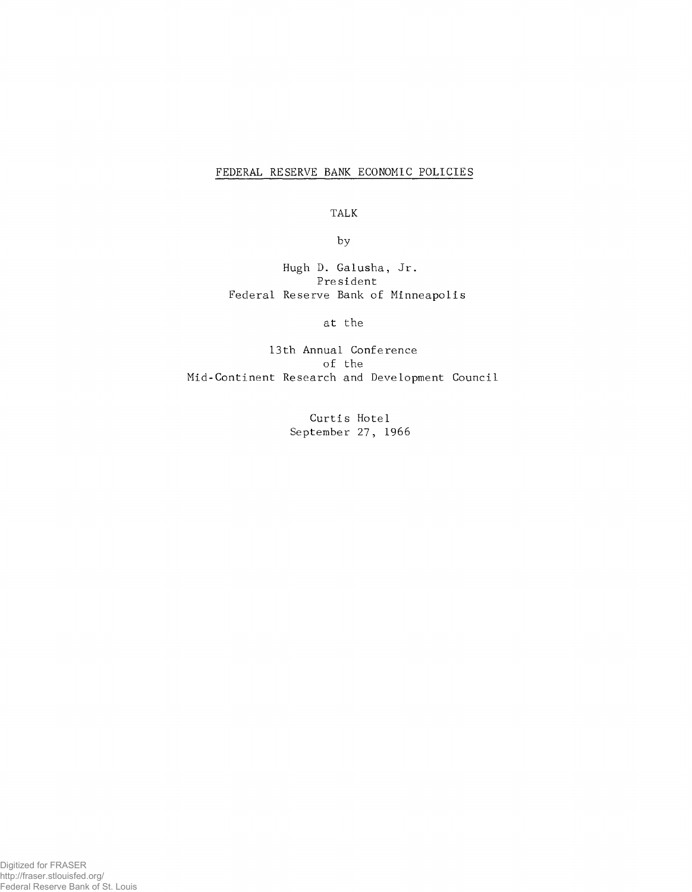# FEDERAL RESERVE BANK ECONOMIC POLICIES

TALK

by

Hugh D. Galusha, Jr.
President
Federal Reserve Bank of Minneapolis

at the

13th Annual Conference
of the
Mid-Continent Research and Development Council

Curtis Hotel
September 27, 1966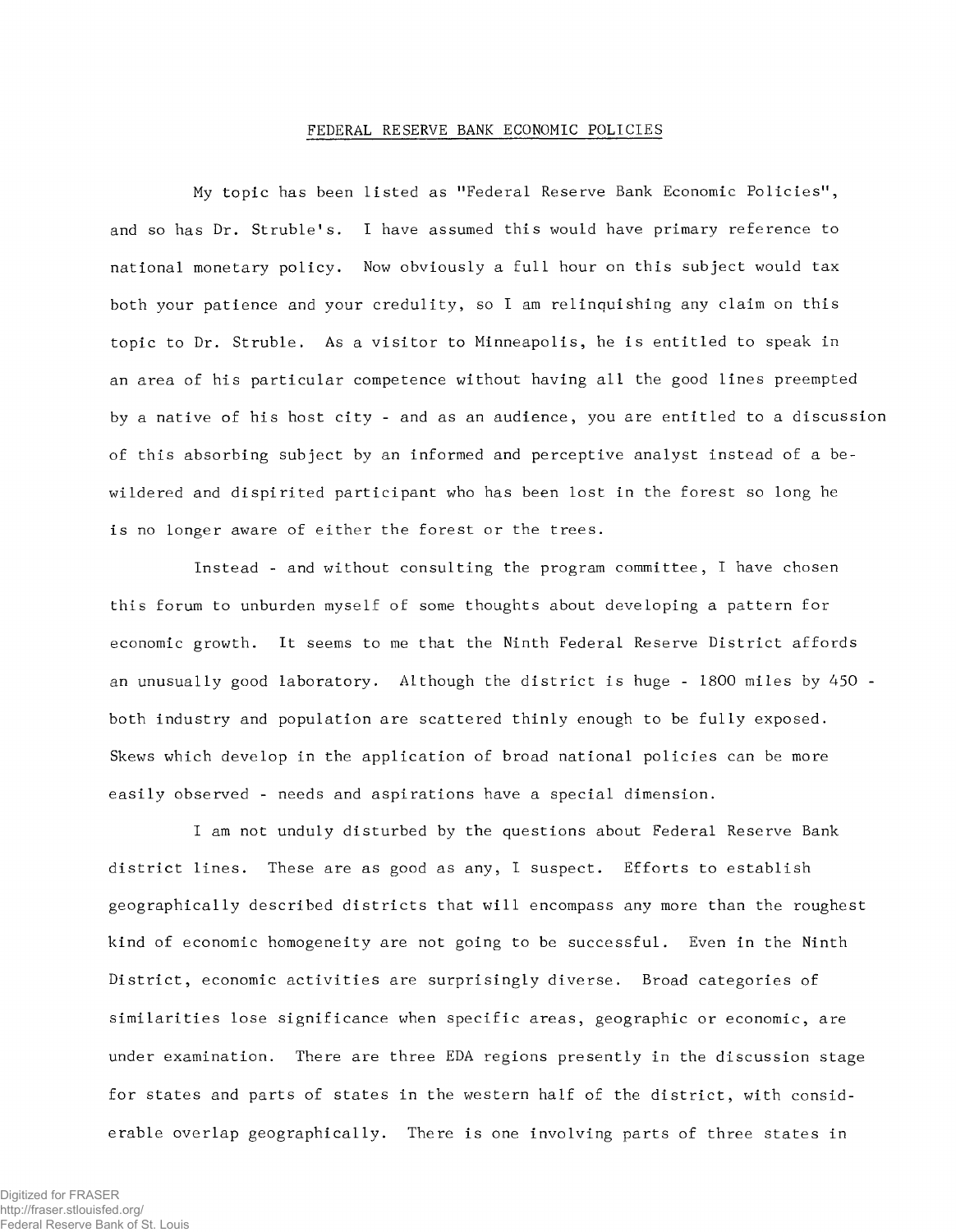# FEDERAL RESERVE BANK ECONOMIC POLICIES

My topic has been listed as "Federal Reserve Bank Economic Policies", and so has Dr. Struble's. I have assumed this would have primary reference to national monetary policy. Now obviously a full hour on this subject would tax both your patience and your credulity, so I am relinquishing any claim on this topic to Dr. Struble. As a visitor to Minneapolis, he is entitled to speak in an area of his particular competence without having all the good lines preempted by a native of his host city - and as an audience, you are entitled to a discussion of this absorbing subject by an informed and perceptive analyst instead of a bewildered and dispirited participant who has been lost in the forest so long he is no longer aware of either the forest or the trees.

Instead - and without consulting the program committee, I have chosen this forum to unburden myself of some thoughts about developing a pattern for economic growth. It seems to me that the Ninth Federal Reserve District affords an unusually good laboratory. Although the district is huge - 1800 miles by 450 - both industry and population are scattered thinly enough to be fully exposed. Skews which develop in the application of broad national policies can be more easily observed - needs and aspirations have a special dimension.

I am not unduly disturbed by the questions about Federal Reserve Bank district lines. These are as good as any, I suspect. Efforts to establish geographically described districts that will encompass any more than the roughest kind of economic homogeneity are not going to be successful. Even in the Ninth District, economic activities are surprisingly diverse. Broad categories of similarities lose significance when specific areas, geographic or economic, are under examination. There are three EDA regions presently in the discussion stage for states and parts of states in the western half of the district, with considerable overlap geographically. There is one involving parts of three states in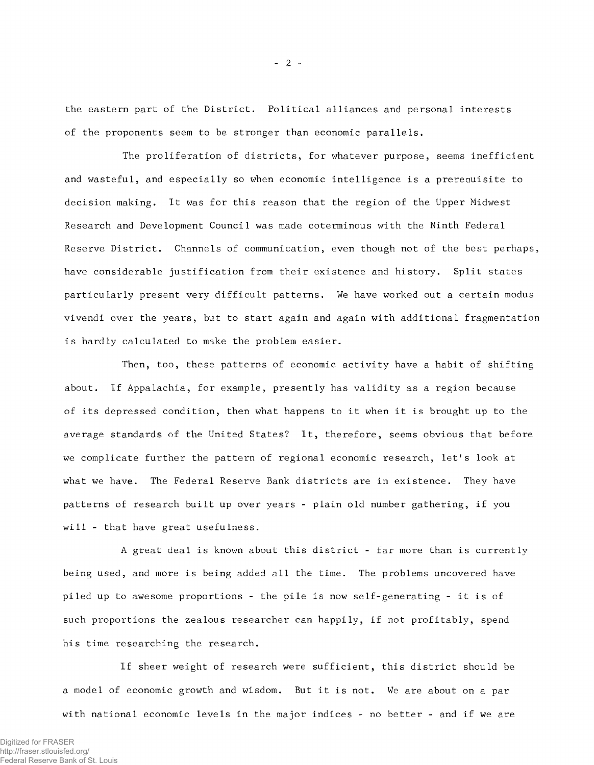the eastern part of the District. Political alliances and personal interests of the proponents seem to be stronger than economic parallels.

The proliferation of districts, for whatever purpose, seems inefficient and wasteful, and especially so when economic intelligence is a prerequisite to decision making. It was for this reason that the region of the Upper Midwest Research and Development Council was made coterminous with the Ninth Federal Reserve District. Channels of communication, even though not of the best perhaps, have considerable justification from their existence and history. Split states particularly present very difficult patterns. We have worked out a certain modus vivendi over the years, but to start again and again with additional fragmentation is hardly calculated to make the problem easier.

Then, too, these patterns of economic activity have a habit of shifting about. If Appalachia, for example, presently has validity as a region because of its depressed condition, then what happens to it when it is brought up to the average standards of the United States? It, therefore, seems obvious that before we complicate further the pattern of regional economic research, let's look at what we have. The Federal Reserve Bank districts are in existence. They have patterns of research built up over years - plain old number gathering, if you will - that have great usefulness.

A great deal is known about this district - far more than is currently being used, and more is being added all the time. The problems uncovered have piled up to awesome proportions - the pile is now self-generating - it is of such proportions the zealous researcher can happily, if not profitably, spend his time researching the research.

If sheer weight of research were sufficient, this district should be a model of economic growth and wisdom. But it is not. We are about on a par with national economic levels in the major indices - no better - and if we are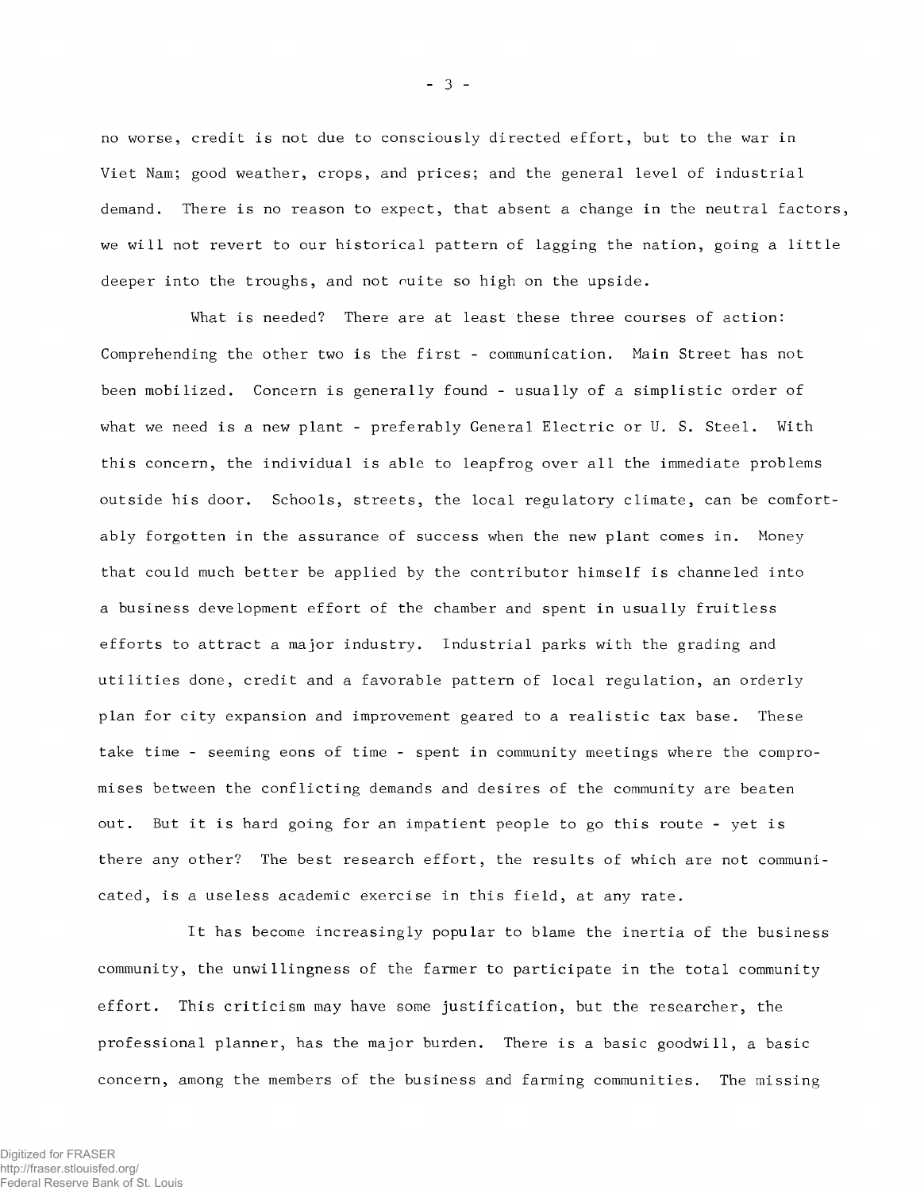no worse, credit is not due to consciously directed effort, but to the war in Viet Nam; good weather, crops, and prices; and the general level of industrial demand. There is no reason to expect, that absent a change in the neutral factors, we will not revert to our historical pattern of lagging the nation, going a little deeper into the troughs, and not quite so high on the upside.

What is needed? There are at least these three courses of action: Comprehending the other two is the first - communication. Main Street has not been mobilized. Concern is generally found - usually of a simplistic order of what we need is a new plant - preferably General Electric or U. S. Steel. With this concern, the individual is able to leapfrog over all the immediate problems outside his door. Schools, streets, the local regulatory climate, can be comfortably forgotten in the assurance of success when the new plant comes in. Money that could much better be applied by the contributor himself is channeled into a business development effort of the chamber and spent in usually fruitless efforts to attract a major industry. Industrial parks with the grading and utilities done, credit and a favorable pattern of local regulation, an orderly plan for city expansion and improvement geared to a realistic tax base. These take time - seeming eons of time - spent in community meetings where the compromises between the conflicting demands and desires of the community are beaten out. But it is hard going for an impatient people to go this route - yet is there any other? The best research effort, the results of which are not communicated, is a useless academic exercise in this field, at any rate.

It has become increasingly popular to blame the inertia of the business community, the unwillingness of the farmer to participate in the total community effort. This criticism may have some justification, but the researcher, the professional planner, has the major burden. There is a basic goodwill, a basic concern, among the members of the business and farming communities. The missing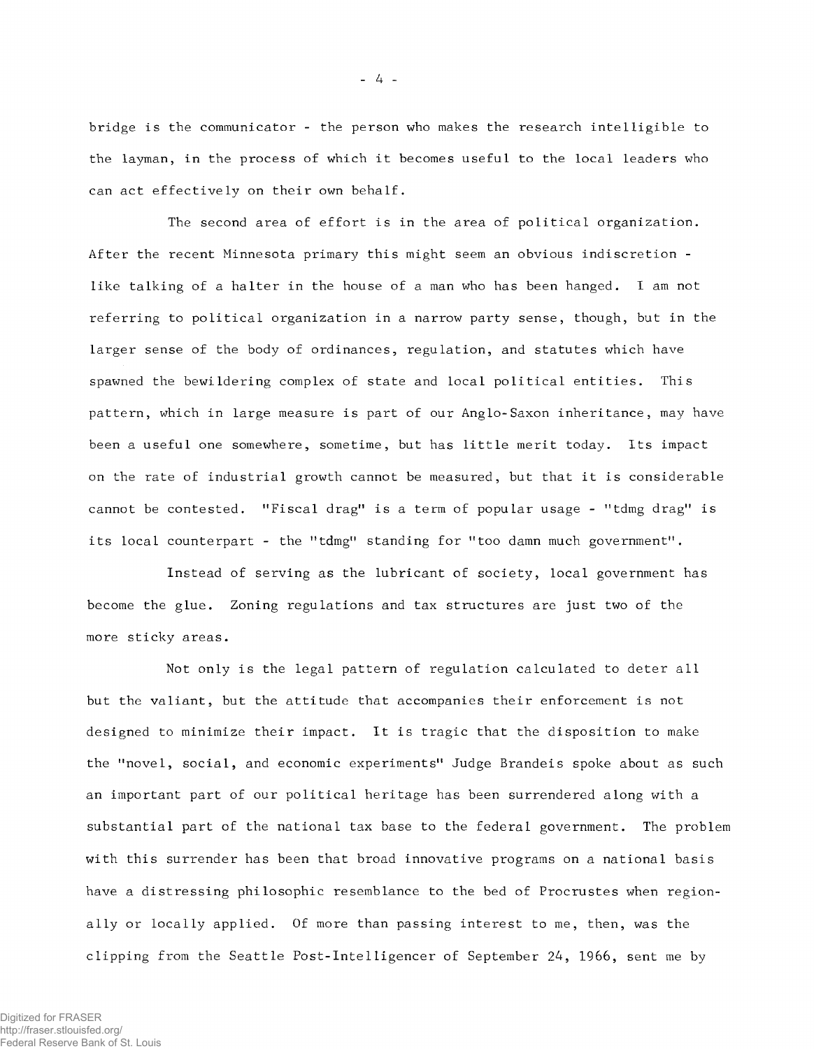bridge is the communicator - the person who makes the research intelligible to the layman, in the process of which it becomes useful to the local leaders who can act effectively on their own behalf.

The second area of effort is in the area of political organization. After the recent Minnesota primary this might seem an obvious indiscretion - like talking of a halter in the house of a man who has been hanged. I am not referring to political organization in a narrow party sense, though, but in the larger sense of the body of ordinances, regulation, and statutes which have spawned the bewildering complex of state and local political entities. This pattern, which in large measure is part of our Anglo-Saxon inheritance, may have been a useful one somewhere, sometime, but has little merit today. Its impact on the rate of industrial growth cannot be measured, but that it is considerable cannot be contested. "Fiscal drag" is a term of popular usage - "tdmg drag" is its local counterpart - the "tdmg" standing for "too damn much government".

Instead of serving as the lubricant of society, local government has become the glue. Zoning regulations and tax structures are just two of the more sticky areas.

Not only is the legal pattern of regulation calculated to deter all but the valiant, but the attitude that accompanies their enforcement is not designed to minimize their impact. It is tragic that the disposition to make the "novel, social, and economic experiments" Judge Brandeis spoke about as such an important part of our political heritage has been surrendered along with a substantial part of the national tax base to the federal government. The problem with this surrender has been that broad innovative programs on a national basis have a distressing philosophic resemblance to the bed of Procrustes when regionally or locally applied. Of more than passing interest to me, then, was the clipping from the Seattle Post-Intelligencer of September 24, 1966, sent me by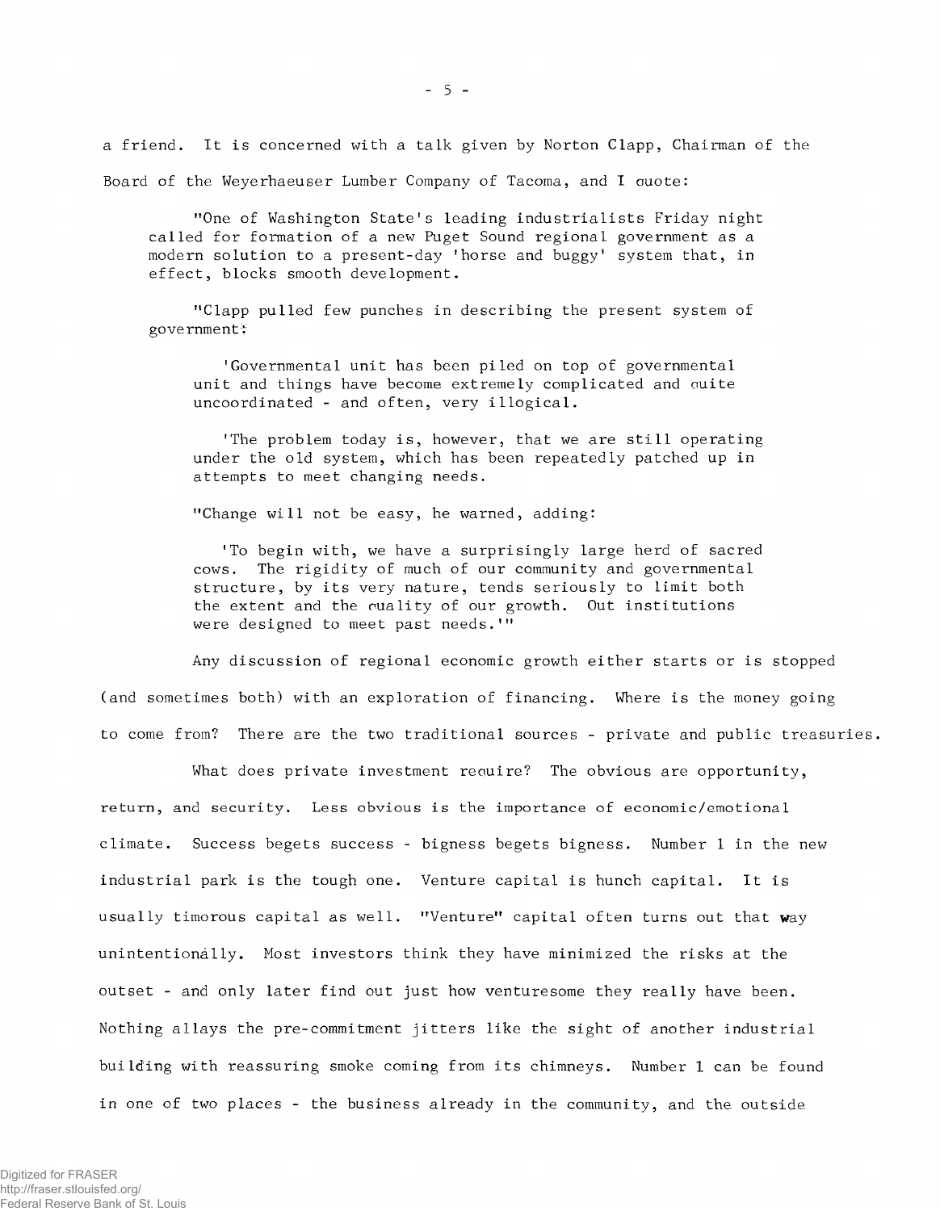a friend. It is concerned with a talk given by Norton Clapp, Chairman of the Board of the Weyerhaeuser Lumber Company of Tacoma, and I quote:

> "One of Washington State's leading industrialists Friday night called for formation of a new Puget Sound regional government as a modern solution to a present-day 'horse and buggy' system that, in effect, blocks smooth development.
>
> "Clapp pulled few punches in describing the present system of government:
>
> > 'Governmental unit has been piled on top of governmental unit and things have become extremely complicated and quite uncoordinated - and often, very illogical.
> >
> > 'The problem today is, however, that we are still operating under the old system, which has been repeatedly patched up in attempts to meet changing needs.
>
> "Change will not be easy, he warned, adding:
>
> > 'To begin with, we have a surprisingly large herd of sacred cows. The rigidity of much of our community and governmental structure, by its very nature, tends seriously to limit both the extent and the quality of our growth. Out institutions were designed to meet past needs.'"

Any discussion of regional economic growth either starts or is stopped (and sometimes both) with an exploration of financing. Where is the money going to come from? There are the two traditional sources - private and public treasuries.

What does private investment require? The obvious are opportunity, return, and security. Less obvious is the importance of economic/emotional climate. Success begets success - bigness begets bigness. Number 1 in the new industrial park is the tough one. Venture capital is hunch capital. It is usually timorous capital as well. "Venture" capital often turns out that way unintentionally. Most investors think they have minimized the risks at the outset - and only later find out just how venturesome they really have been. Nothing allays the pre-commitment jitters like the sight of another industrial building with reassuring smoke coming from its chimneys. Number 1 can be found in one of two places - the business already in the community, and the outside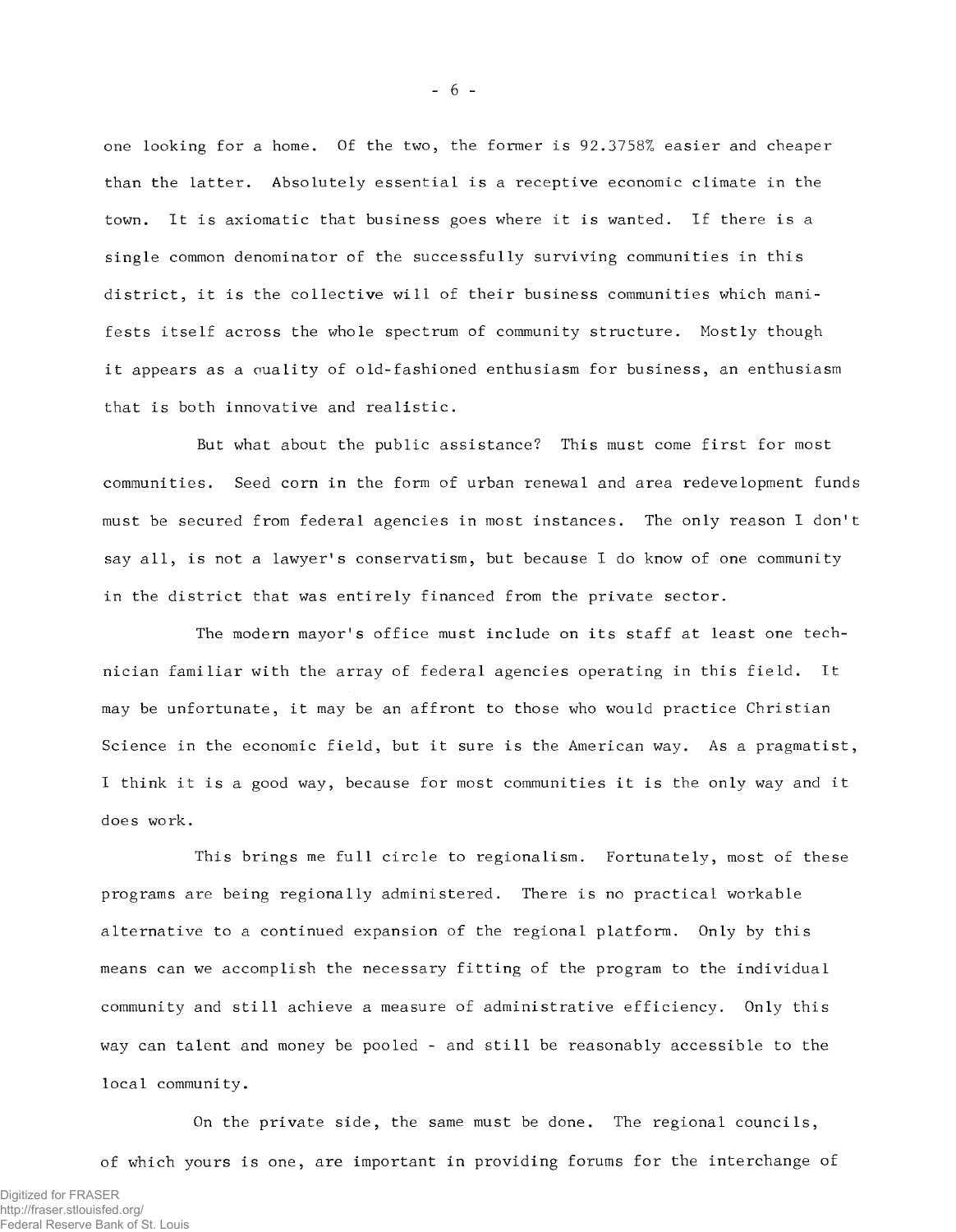one looking for a home. Of the two, the former is 92.3758% easier and cheaper than the latter. Absolutely essential is a receptive economic climate in the town. It is axiomatic that business goes where it is wanted. If there is a single common denominator of the successfully surviving communities in this district, it is the collective will of their business communities which manifests itself across the whole spectrum of community structure. Mostly though it appears as a quality of old-fashioned enthusiasm for business, an enthusiasm that is both innovative and realistic.

But what about the public assistance? This must come first for most communities. Seed corn in the form of urban renewal and area redevelopment funds must be secured from federal agencies in most instances. The only reason I don't say all, is not a lawyer's conservatism, but because I do know of one community in the district that was entirely financed from the private sector.

The modern mayor's office must include on its staff at least one technician familiar with the array of federal agencies operating in this field. It may be unfortunate, it may be an affront to those who would practice Christian Science in the economic field, but it sure is the American way. As a pragmatist, I think it is a good way, because for most communities it is the only way and it does work.

This brings me full circle to regionalism. Fortunately, most of these programs are being regionally administered. There is no practical workable alternative to a continued expansion of the regional platform. Only by this means can we accomplish the necessary fitting of the program to the individual community and still achieve a measure of administrative efficiency. Only this way can talent and money be pooled - and still be reasonably accessible to the local community.

On the private side, the same must be done. The regional councils, of which yours is one, are important in providing forums for the interchange of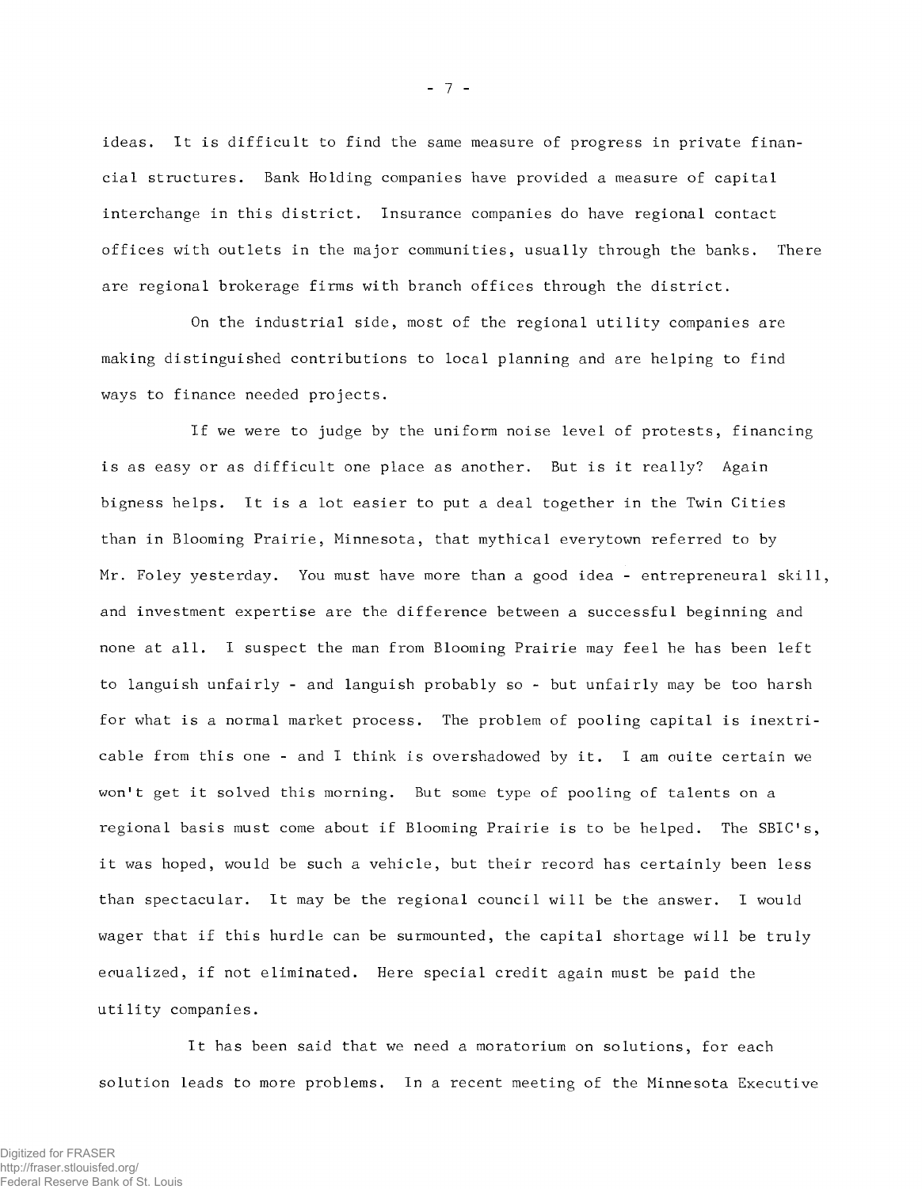ideas. It is difficult to find the same measure of progress in private financial structures. Bank Holding companies have provided a measure of capital interchange in this district. Insurance companies do have regional contact offices with outlets in the major communities, usually through the banks. There are regional brokerage firms with branch offices through the district.

On the industrial side, most of the regional utility companies are making distinguished contributions to local planning and are helping to find ways to finance needed projects.

If we were to judge by the uniform noise level of protests, financing is as easy or as difficult one place as another. But is it really? Again bigness helps. It is a lot easier to put a deal together in the Twin Cities than in Blooming Prairie, Minnesota, that mythical everytown referred to by Mr. Foley yesterday. You must have more than a good idea - entrepreneural skill, and investment expertise are the difference between a successful beginning and none at all. I suspect the man from Blooming Prairie may feel he has been left to languish unfairly - and languish probably so - but unfairly may be too harsh for what is a normal market process. The problem of pooling capital is inextricable from this one - and I think is overshadowed by it. I am quite certain we won't get it solved this morning. But some type of pooling of talents on a regional basis must come about if Blooming Prairie is to be helped. The SBIC's, it was hoped, would be such a vehicle, but their record has certainly been less than spectacular. It may be the regional council will be the answer. I would wager that if this hurdle can be surmounted, the capital shortage will be truly equalized, if not eliminated. Here special credit again must be paid the utility companies.

It has been said that we need a moratorium on solutions, for each solution leads to more problems. In a recent meeting of the Minnesota Executive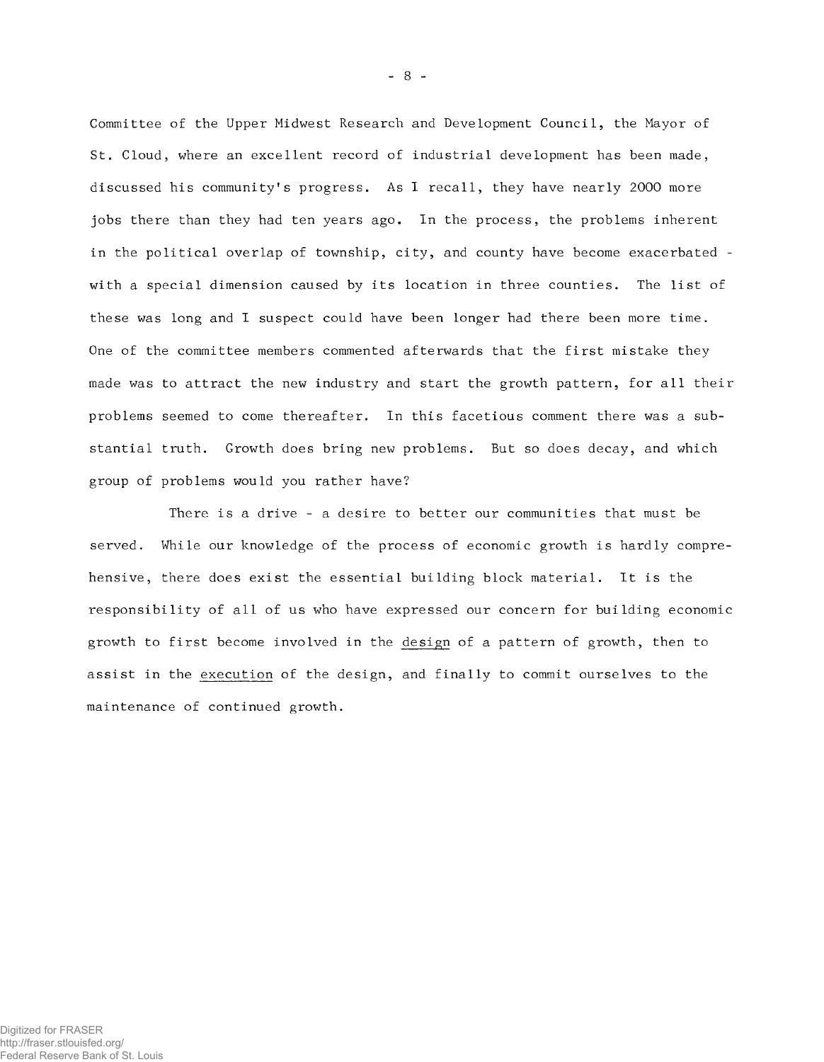Committee of the Upper Midwest Research and Development Council, the Mayor of St. Cloud, where an excellent record of industrial development has been made, discussed his community's progress. As I recall, they have nearly 2000 more jobs there than they had ten years ago. In the process, the problems inherent in the political overlap of township, city, and county have become exacerbated - with a special dimension caused by its location in three counties. The list of these was long and I suspect could have been longer had there been more time. One of the committee members commented afterwards that the first mistake they made was to attract the new industry and start the growth pattern, for all their problems seemed to come thereafter. In this facetious comment there was a substantial truth. Growth does bring new problems. But so does decay, and which group of problems would you rather have?

There is a drive - a desire to better our communities that must be served. While our knowledge of the process of economic growth is hardly comprehensive, there does exist the essential building block material. It is the responsibility of all of us who have expressed our concern for building economic growth to first become involved in the <u>design</u> of a pattern of growth, then to assist in the <u>execution</u> of the design, and finally to commit ourselves to the maintenance of continued growth.